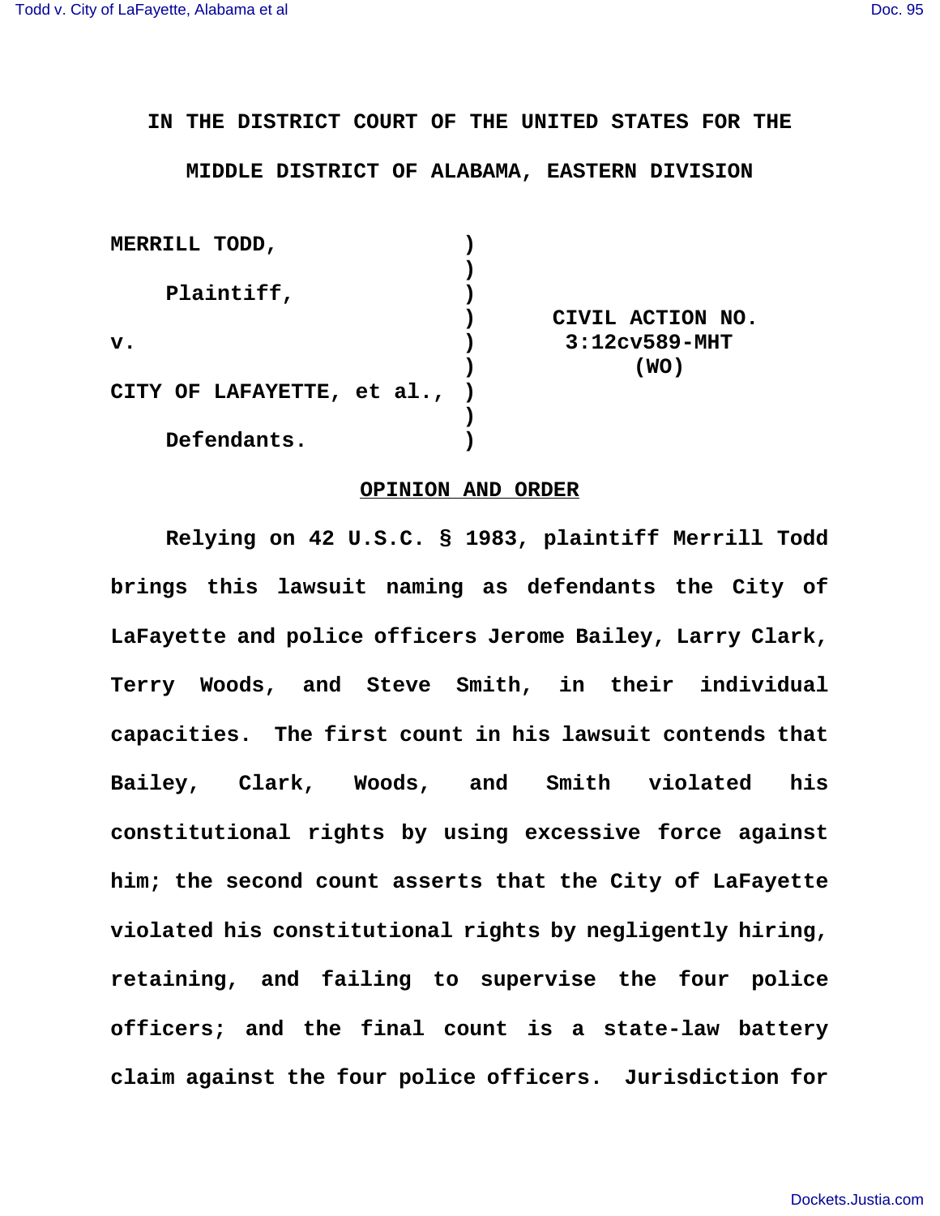IN THE DISTRICT COURT OF THE UNITED STATES FOR THE

MIDDLE DISTRICT OF ALABAMA, EASTERN DIVISION

| | | |
|---|---|---|
| MERRILL TODD, | ) | |
| Plaintiff, | ) | |
| | ) | CIVIL ACTION NO. |
| v. | ) | 3:12cv589-MHT |
| | ) | (WO) |
| CITY OF LAFAYETTE, et al., | ) | |
| Defendants. | ) | |

## OPINION AND ORDER

Relying on 42 U.S.C. § 1983, plaintiff Merrill Todd brings this lawsuit naming as defendants the City of LaFayette and police officers Jerome Bailey, Larry Clark, Terry Woods, and Steve Smith, in their individual capacities. The first count in his lawsuit contends that Bailey, Clark, Woods, and Smith violated his constitutional rights by using excessive force against him; the second count asserts that the City of LaFayette violated his constitutional rights by negligently hiring, retaining, and failing to supervise the four police officers; and the final count is a state-law battery claim against the four police officers. Jurisdiction for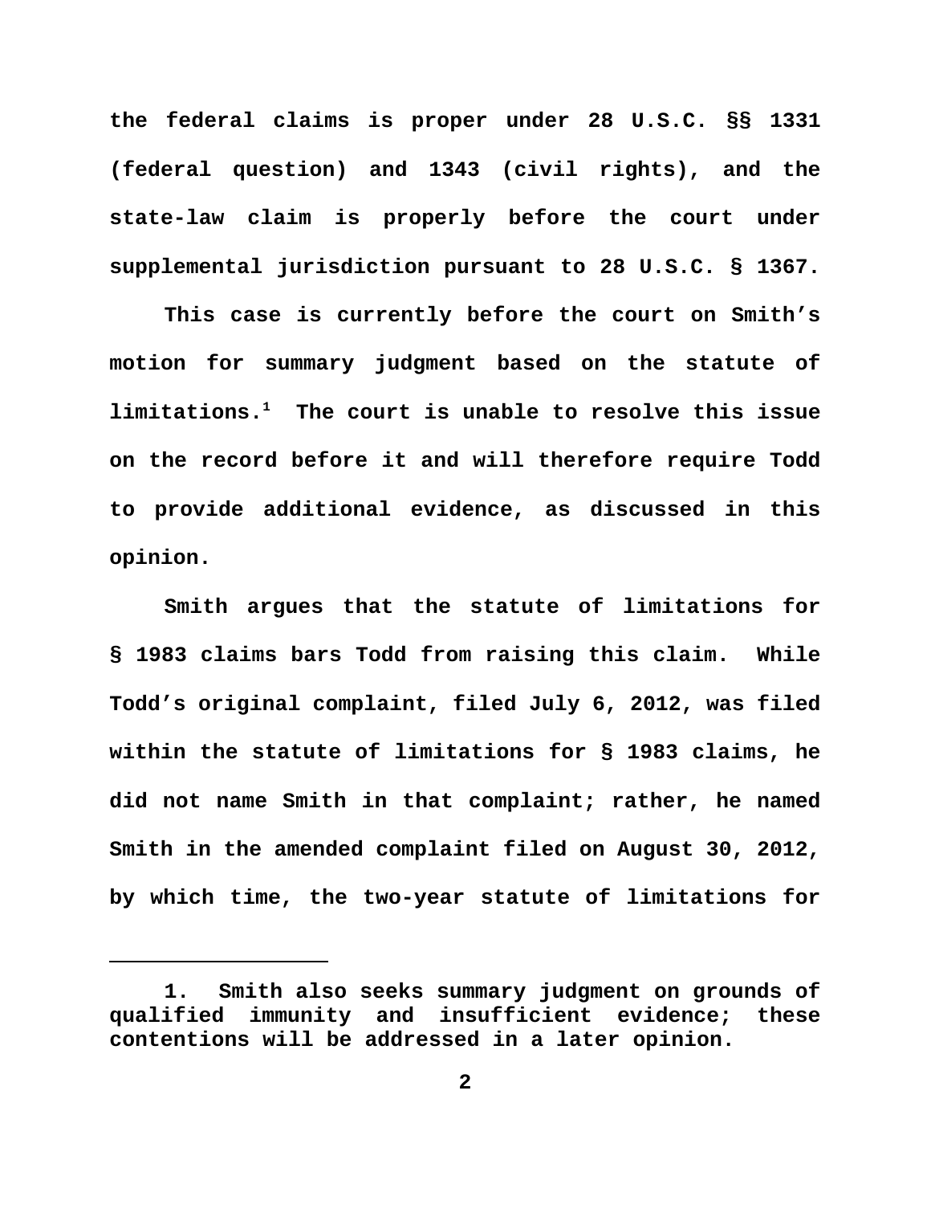the federal claims is proper under 28 U.S.C. §§ 1331 (federal question) and 1343 (civil rights), and the state-law claim is properly before the court under supplemental jurisdiction pursuant to 28 U.S.C. § 1367.

This case is currently before the court on Smith's motion for summary judgment based on the statute of limitations.[1] The court is unable to resolve this issue on the record before it and will therefore require Todd to provide additional evidence, as discussed in this opinion.

Smith argues that the statute of limitations for § 1983 claims bars Todd from raising this claim. While Todd's original complaint, filed July 6, 2012, was filed within the statute of limitations for § 1983 claims, he did not name Smith in that complaint; rather, he named Smith in the amended complaint filed on August 30, 2012, by which time, the two-year statute of limitations for

---

1. Smith also seeks summary judgment on grounds of qualified immunity and insufficient evidence; these contentions will be addressed in a later opinion.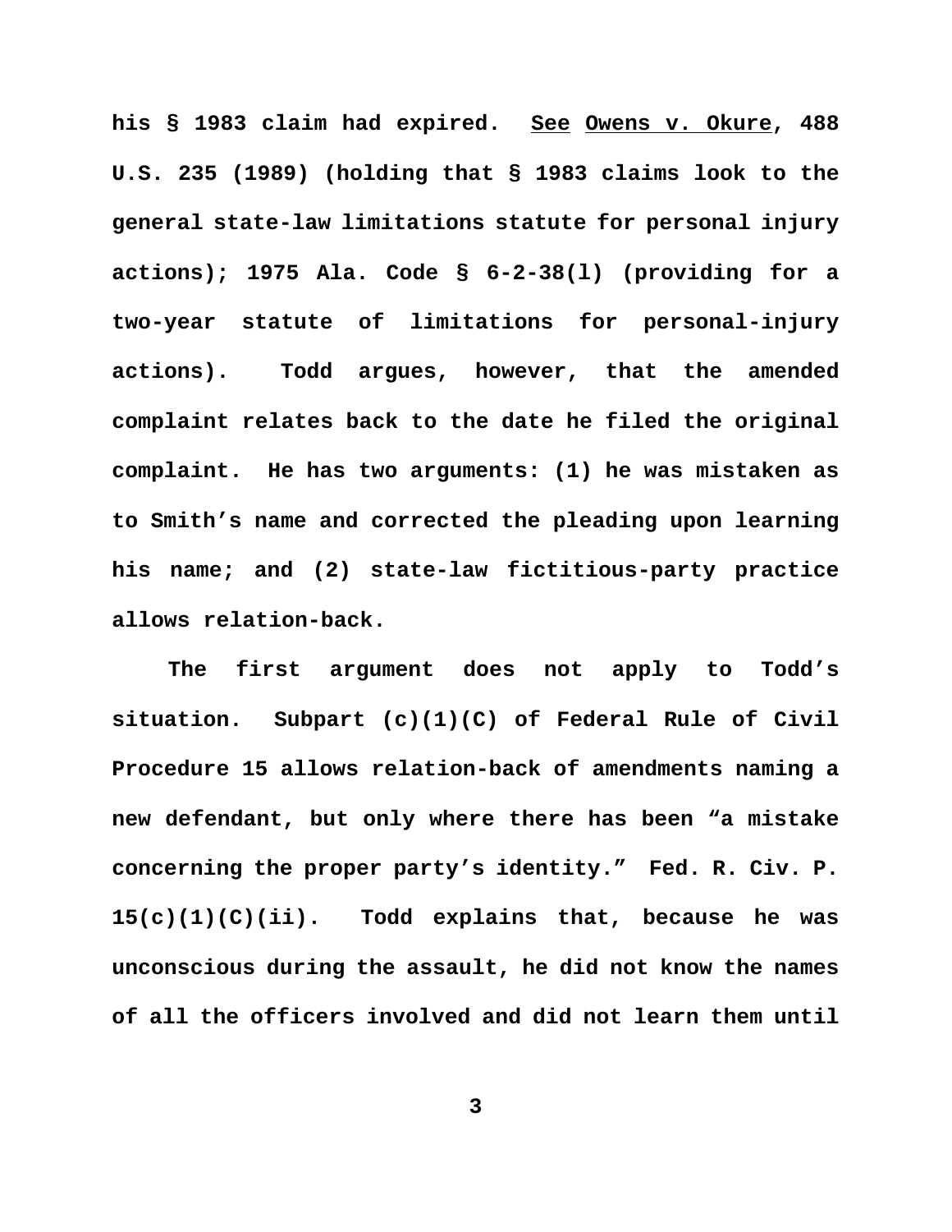his § 1983 claim had expired. See Owens v. Okure, 488 U.S. 235 (1989) (holding that § 1983 claims look to the general state-law limitations statute for personal injury actions); 1975 Ala. Code § 6-2-38(l) (providing for a two-year statute of limitations for personal-injury actions). Todd argues, however, that the amended complaint relates back to the date he filed the original complaint. He has two arguments: (1) he was mistaken as to Smith's name and corrected the pleading upon learning his name; and (2) state-law fictitious-party practice allows relation-back.

The first argument does not apply to Todd's situation. Subpart (c)(1)(C) of Federal Rule of Civil Procedure 15 allows relation-back of amendments naming a new defendant, but only where there has been "a mistake concerning the proper party's identity." Fed. R. Civ. P. 15(c)(1)(C)(ii). Todd explains that, because he was unconscious during the assault, he did not know the names of all the officers involved and did not learn them until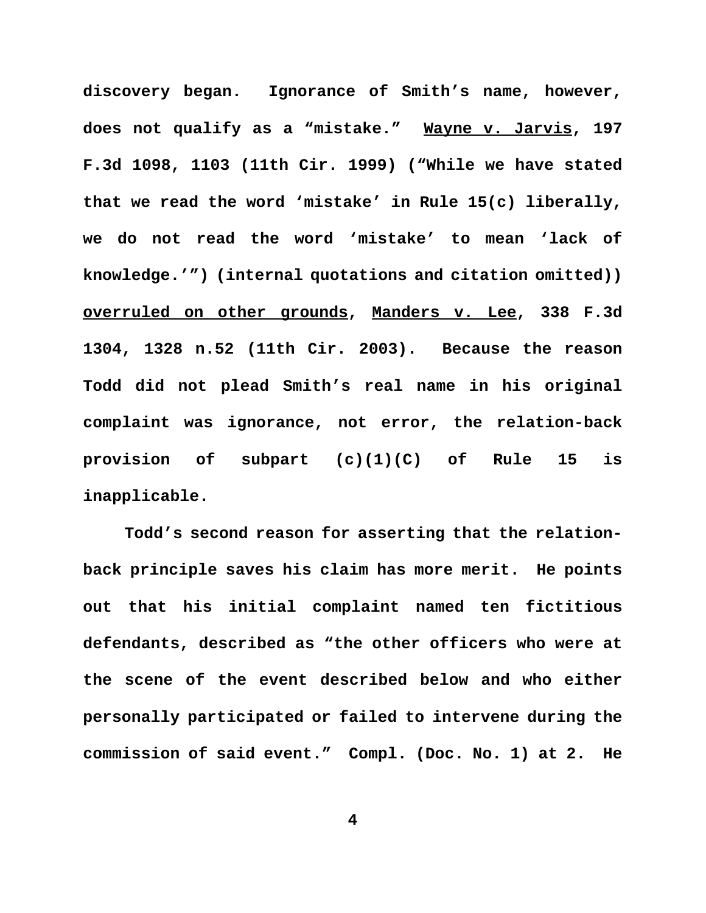discovery began. Ignorance of Smith's name, however, does not qualify as a "mistake." Wayne v. Jarvis, 197 F.3d 1098, 1103 (11th Cir. 1999) ("While we have stated that we read the word 'mistake' in Rule 15(c) liberally, we do not read the word 'mistake' to mean 'lack of knowledge.'") (internal quotations and citation omitted)) overruled on other grounds, Manders v. Lee, 338 F.3d 1304, 1328 n.52 (11th Cir. 2003). Because the reason Todd did not plead Smith's real name in his original complaint was ignorance, not error, the relation-back provision of subpart (c)(1)(C) of Rule 15 is inapplicable.

Todd's second reason for asserting that the relation-back principle saves his claim has more merit. He points out that his initial complaint named ten fictitious defendants, described as "the other officers who were at the scene of the event described below and who either personally participated or failed to intervene during the commission of said event." Compl. (Doc. No. 1) at 2. He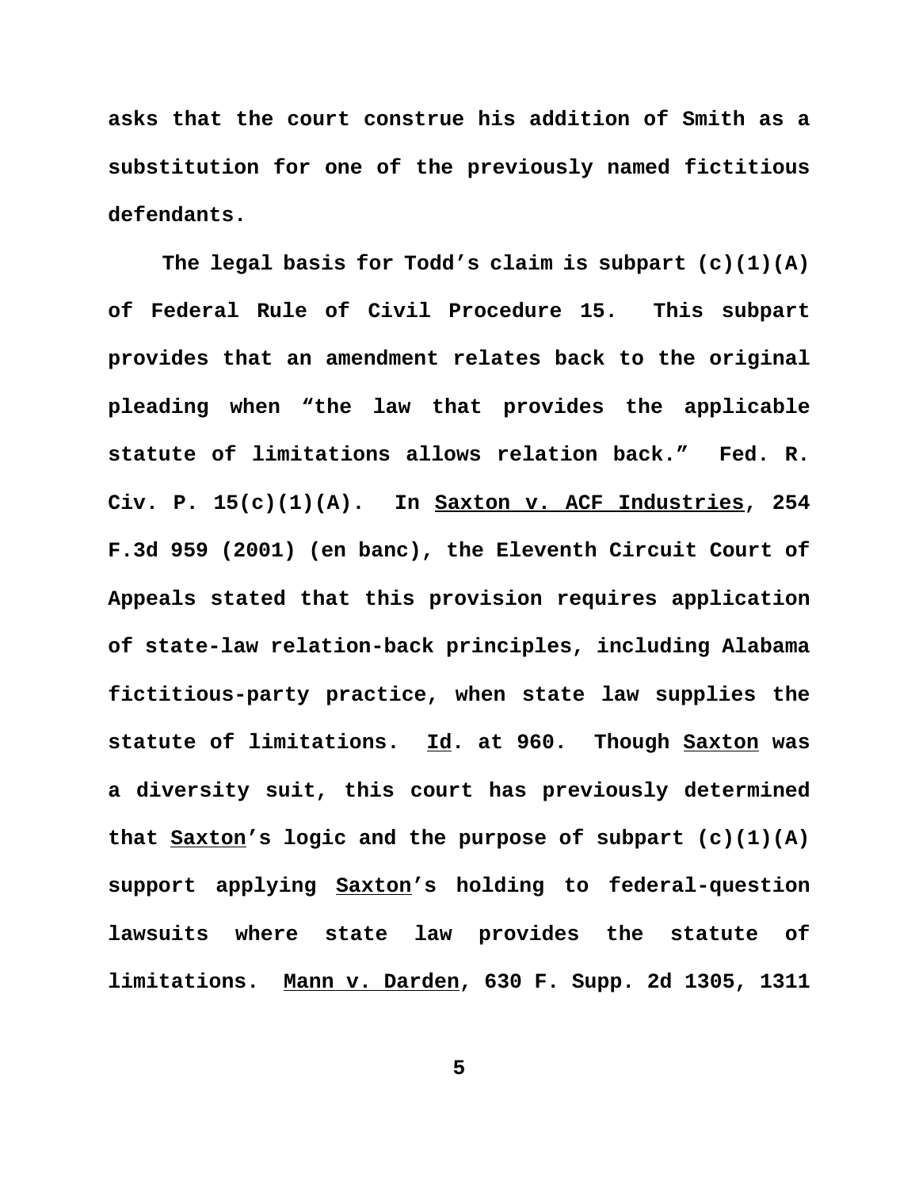asks that the court construe his addition of Smith as a substitution for one of the previously named fictitious defendants.

The legal basis for Todd's claim is subpart (c)(1)(A) of Federal Rule of Civil Procedure 15. This subpart provides that an amendment relates back to the original pleading when "the law that provides the applicable statute of limitations allows relation back." Fed. R. Civ. P. 15(c)(1)(A). In Saxton v. ACF Industries, 254 F.3d 959 (2001) (en banc), the Eleventh Circuit Court of Appeals stated that this provision requires application of state-law relation-back principles, including Alabama fictitious-party practice, when state law supplies the statute of limitations. Id. at 960. Though Saxton was a diversity suit, this court has previously determined that Saxton's logic and the purpose of subpart (c)(1)(A) support applying Saxton's holding to federal-question lawsuits where state law provides the statute of limitations. Mann v. Darden, 630 F. Supp. 2d 1305, 1311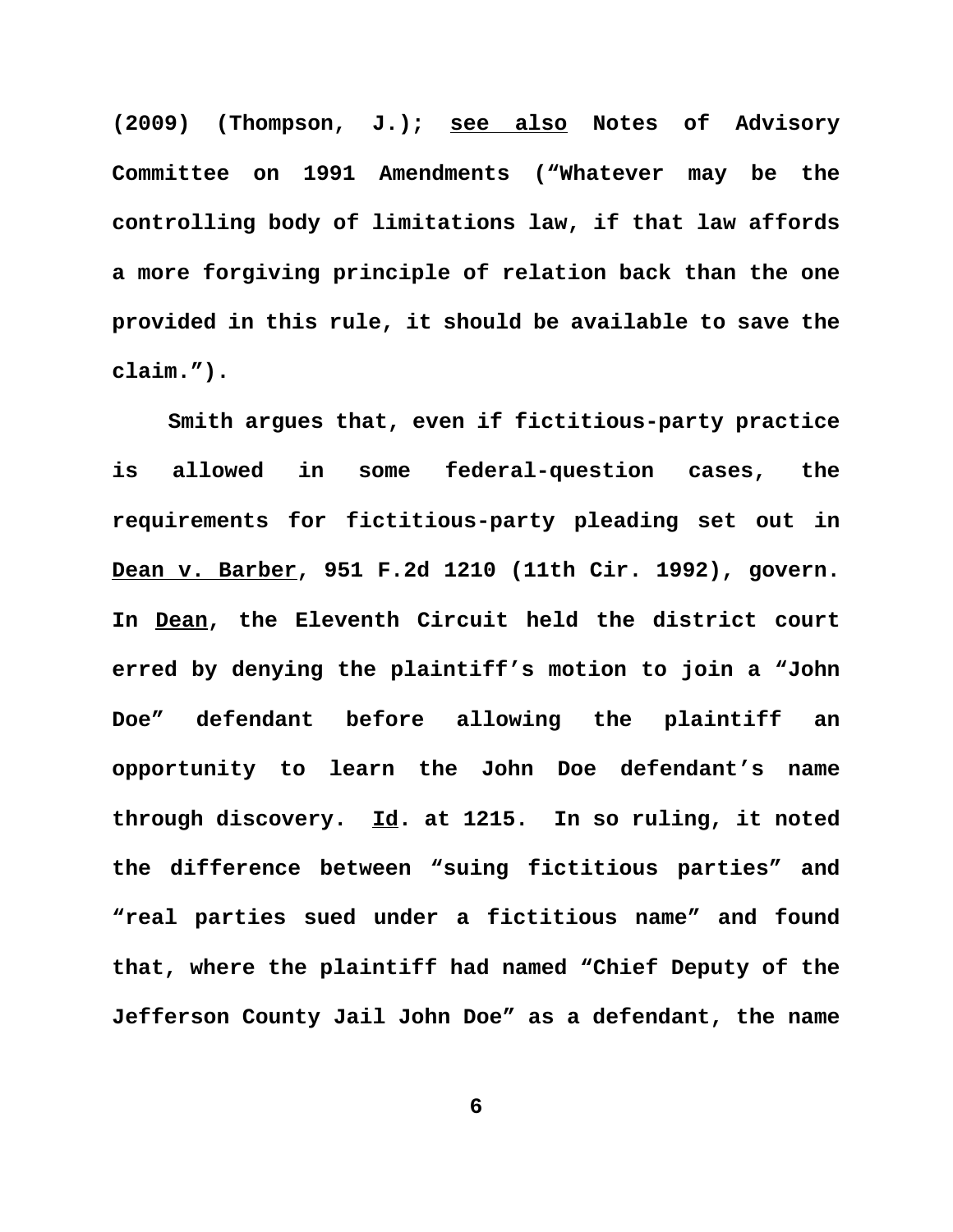(2009) (Thompson, J.); see also Notes of Advisory Committee on 1991 Amendments ("Whatever may be the controlling body of limitations law, if that law affords a more forgiving principle of relation back than the one provided in this rule, it should be available to save the claim.").

Smith argues that, even if fictitious-party practice is allowed in some federal-question cases, the requirements for fictitious-party pleading set out in Dean v. Barber, 951 F.2d 1210 (11th Cir. 1992), govern. In Dean, the Eleventh Circuit held the district court erred by denying the plaintiff's motion to join a "John Doe" defendant before allowing the plaintiff an opportunity to learn the John Doe defendant's name through discovery. Id. at 1215. In so ruling, it noted the difference between "suing fictitious parties" and "real parties sued under a fictitious name" and found that, where the plaintiff had named "Chief Deputy of the Jefferson County Jail John Doe" as a defendant, the name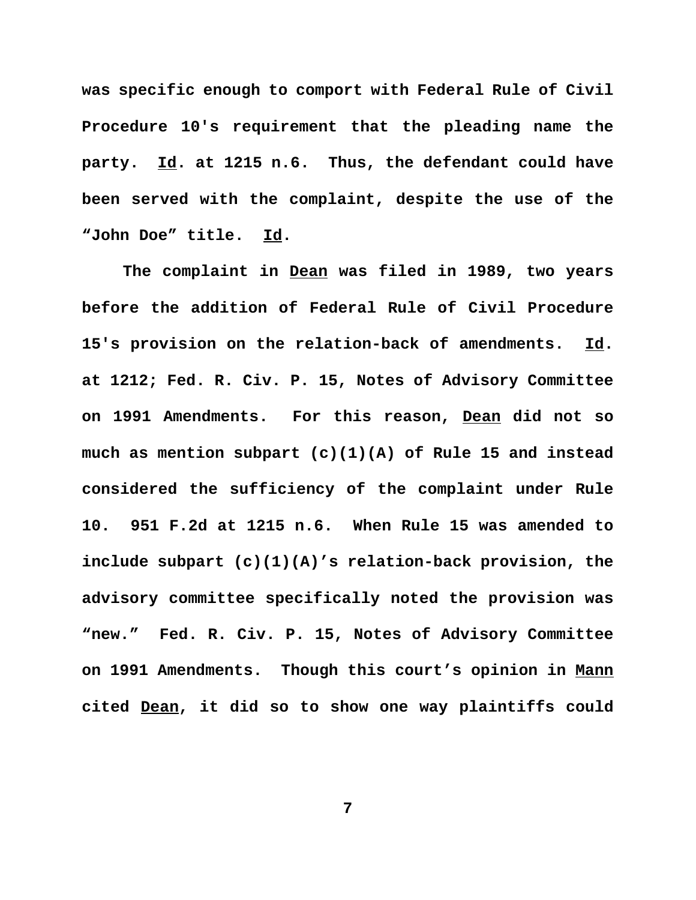was specific enough to comport with Federal Rule of Civil Procedure 10's requirement that the pleading name the party. Id. at 1215 n.6. Thus, the defendant could have been served with the complaint, despite the use of the "John Doe" title. Id.

The complaint in Dean was filed in 1989, two years before the addition of Federal Rule of Civil Procedure 15's provision on the relation-back of amendments. Id. at 1212; Fed. R. Civ. P. 15, Notes of Advisory Committee on 1991 Amendments. For this reason, Dean did not so much as mention subpart (c)(1)(A) of Rule 15 and instead considered the sufficiency of the complaint under Rule 10. 951 F.2d at 1215 n.6. When Rule 15 was amended to include subpart (c)(1)(A)'s relation-back provision, the advisory committee specifically noted the provision was "new." Fed. R. Civ. P. 15, Notes of Advisory Committee on 1991 Amendments. Though this court's opinion in Mann cited Dean, it did so to show one way plaintiffs could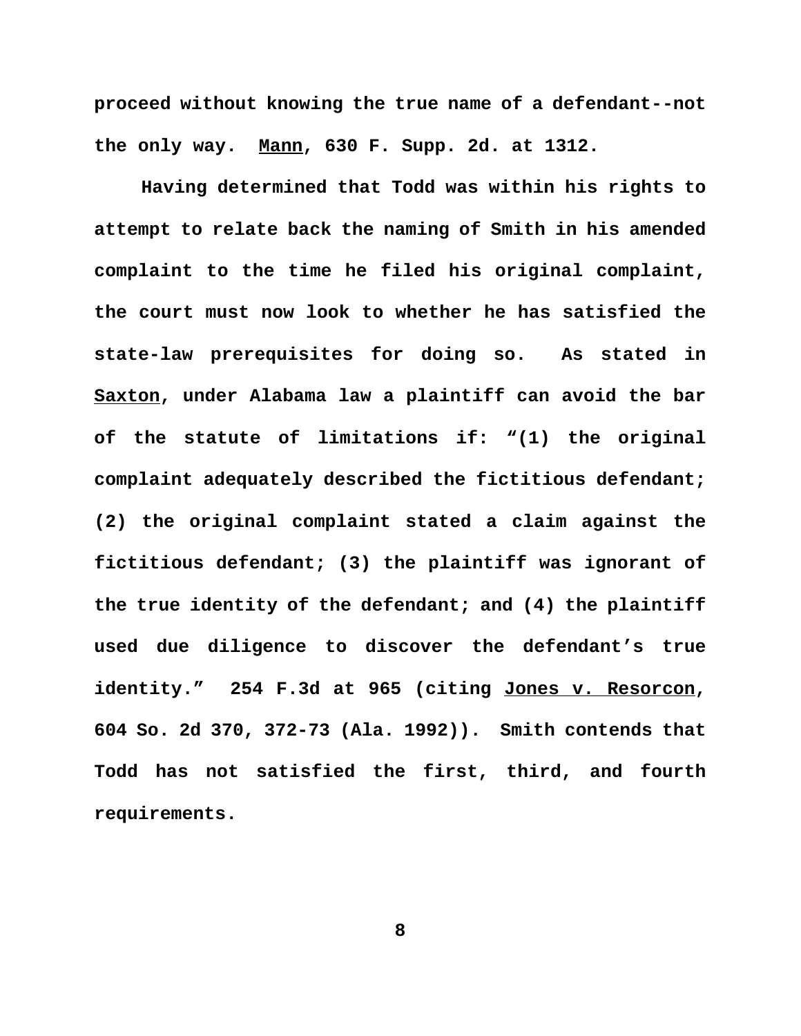proceed without knowing the true name of a defendant--not the only way. Mann, 630 F. Supp. 2d. at 1312.

Having determined that Todd was within his rights to attempt to relate back the naming of Smith in his amended complaint to the time he filed his original complaint, the court must now look to whether he has satisfied the state-law prerequisites for doing so. As stated in Saxton, under Alabama law a plaintiff can avoid the bar of the statute of limitations if: "(1) the original complaint adequately described the fictitious defendant; (2) the original complaint stated a claim against the fictitious defendant; (3) the plaintiff was ignorant of the true identity of the defendant; and (4) the plaintiff used due diligence to discover the defendant's true identity." 254 F.3d at 965 (citing Jones v. Resorcon, 604 So. 2d 370, 372-73 (Ala. 1992)). Smith contends that Todd has not satisfied the first, third, and fourth requirements.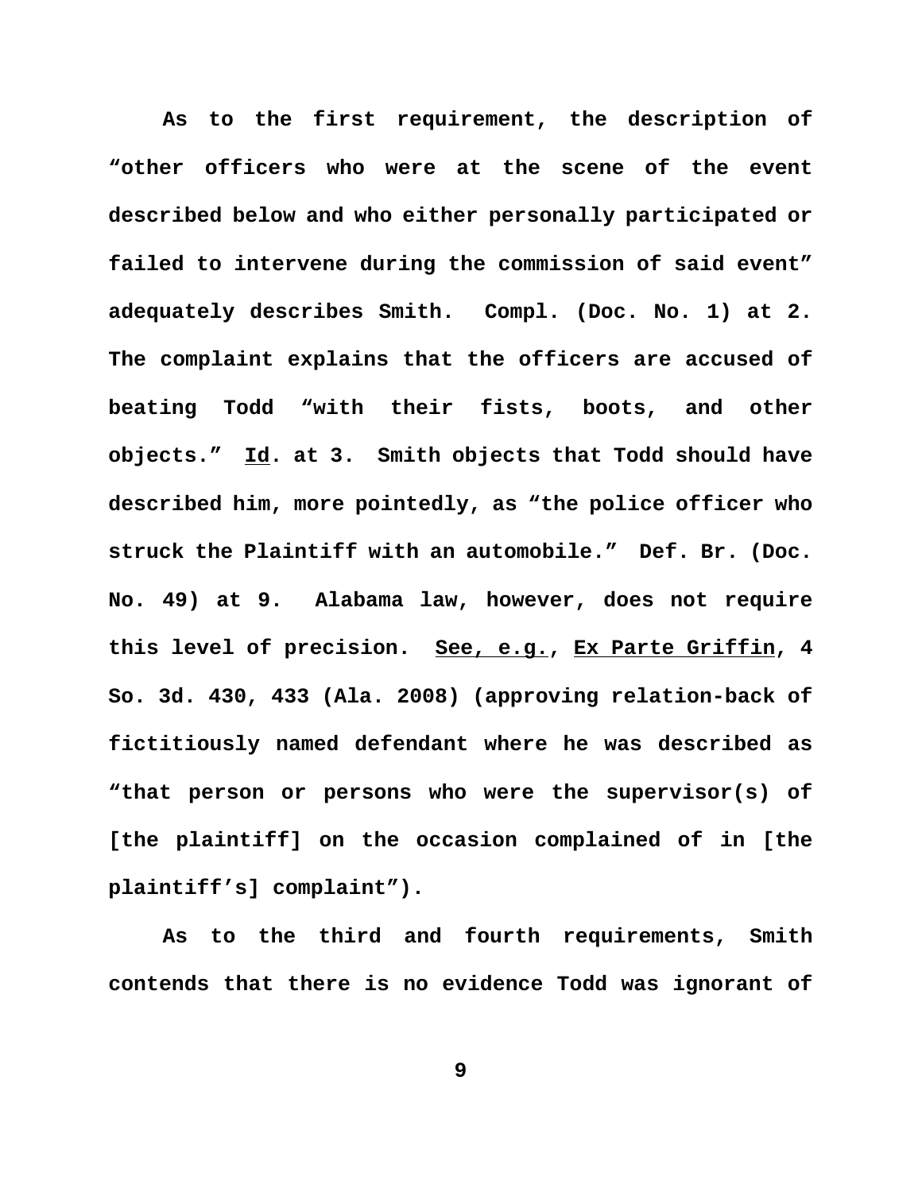**As to the first requirement, the description of "other officers who were at the scene of the event described below and who either personally participated or failed to intervene during the commission of said event" adequately describes Smith. Compl. (Doc. No. 1) at 2. The complaint explains that the officers are accused of beating Todd "with their fists, boots, and other objects." <u>Id</u>. at 3. Smith objects that Todd should have described him, more pointedly, as "the police officer who struck the Plaintiff with an automobile." Def. Br. (Doc. No. 49) at 9. Alabama law, however, does not require this level of precision. <u>See, e.g.</u>, <u>Ex Parte Griffin</u>, 4 So. 3d. 430, 433 (Ala. 2008) (approving relation-back of fictitiously named defendant where he was described as "that person or persons who were the supervisor(s) of [the plaintiff] on the occasion complained of in [the plaintiff's] complaint").**

**As to the third and fourth requirements, Smith contends that there is no evidence Todd was ignorant of**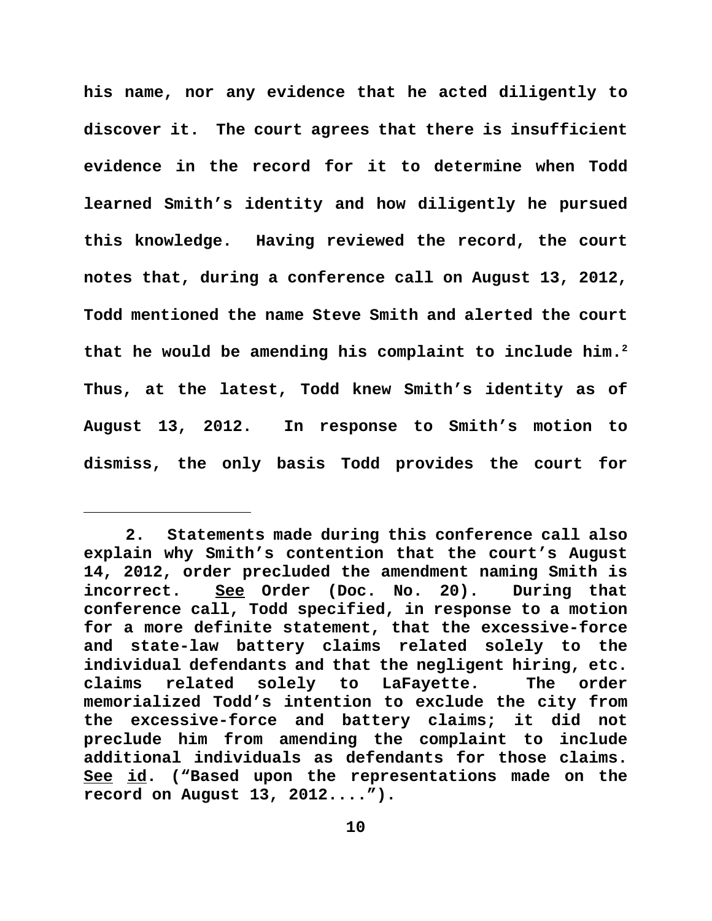his name, nor any evidence that he acted diligently to discover it. The court agrees that there is insufficient evidence in the record for it to determine when Todd learned Smith's identity and how diligently he pursued this knowledge. Having reviewed the record, the court notes that, during a conference call on August 13, 2012, Todd mentioned the name Steve Smith and alerted the court that he would be amending his complaint to include him.[2] Thus, at the latest, Todd knew Smith's identity as of August 13, 2012. In response to Smith's motion to dismiss, the only basis Todd provides the court for

---

2. Statements made during this conference call also explain why Smith's contention that the court's August 14, 2012, order precluded the amendment naming Smith is incorrect. <u>See</u> Order (Doc. No. 20). During that conference call, Todd specified, in response to a motion for a more definite statement, that the excessive-force and state-law battery claims related solely to the individual defendants and that the negligent hiring, etc. claims related solely to LaFayette. The order memorialized Todd's intention to exclude the city from the excessive-force and battery claims; it did not preclude him from amending the complaint to include additional individuals as defendants for those claims. <u>See</u> <u>id</u>. ("Based upon the representations made on the record on August 13, 2012....").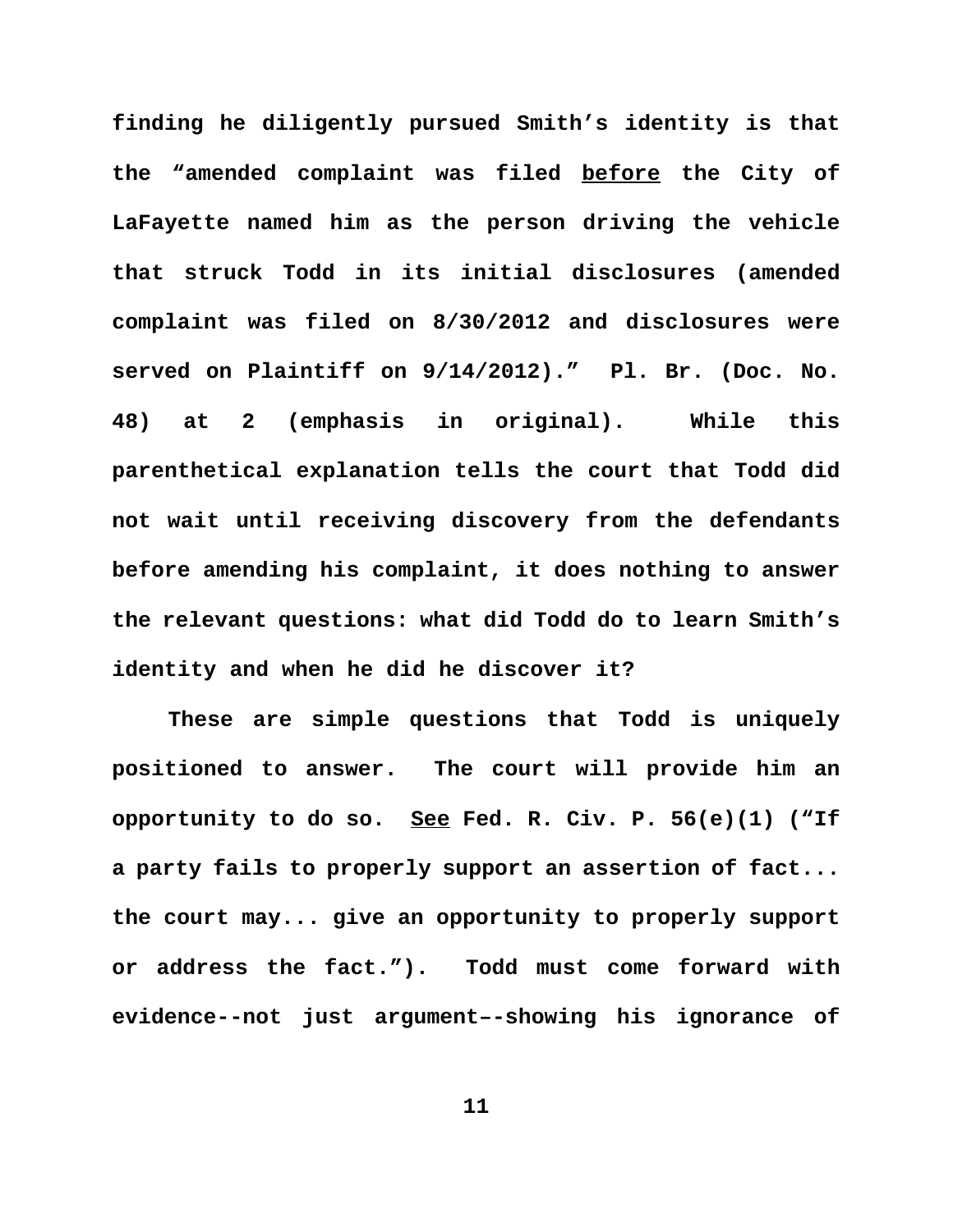finding he diligently pursued Smith's identity is that the "amended complaint was filed <u>before</u> the City of LaFayette named him as the person driving the vehicle that struck Todd in its initial disclosures (amended complaint was filed on 8/30/2012 and disclosures were served on Plaintiff on 9/14/2012)." Pl. Br. (Doc. No. 48) at 2 (emphasis in original). While this parenthetical explanation tells the court that Todd did not wait until receiving discovery from the defendants before amending his complaint, it does nothing to answer the relevant questions: what did Todd do to learn Smith's identity and when he did he discover it?

These are simple questions that Todd is uniquely positioned to answer. The court will provide him an opportunity to do so. <u>See</u> Fed. R. Civ. P. 56(e)(1) ("If a party fails to properly support an assertion of fact... the court may... give an opportunity to properly support or address the fact."). Todd must come forward with evidence--not just argument–-showing his ignorance of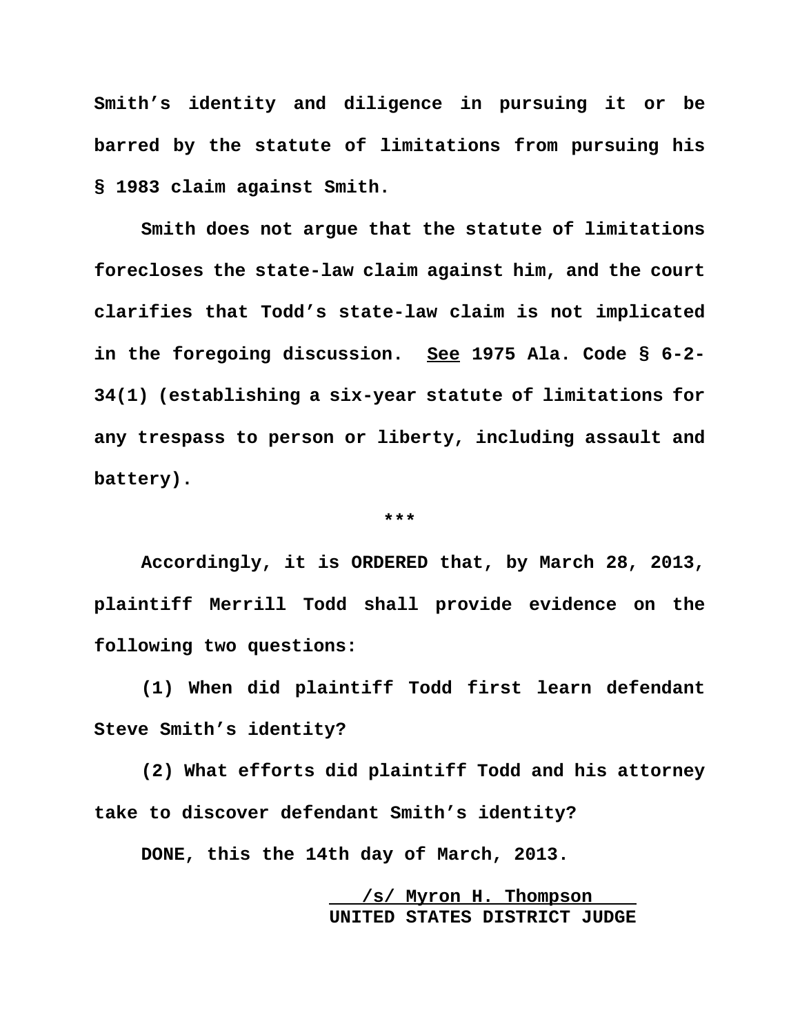Smith's identity and diligence in pursuing it or be barred by the statute of limitations from pursuing his § 1983 claim against Smith.

Smith does not argue that the statute of limitations forecloses the state-law claim against him, and the court clarifies that Todd's state-law claim is not implicated in the foregoing discussion. See 1975 Ala. Code § 6-2-34(1) (establishing a six-year statute of limitations for any trespass to person or liberty, including assault and battery).

\*\*\*

Accordingly, it is ORDERED that, by March 28, 2013, plaintiff Merrill Todd shall provide evidence on the following two questions:

(1) When did plaintiff Todd first learn defendant Steve Smith's identity?

(2) What efforts did plaintiff Todd and his attorney take to discover defendant Smith's identity?

DONE, this the 14th day of March, 2013.

/s/ Myron H. Thompson
UNITED STATES DISTRICT JUDGE